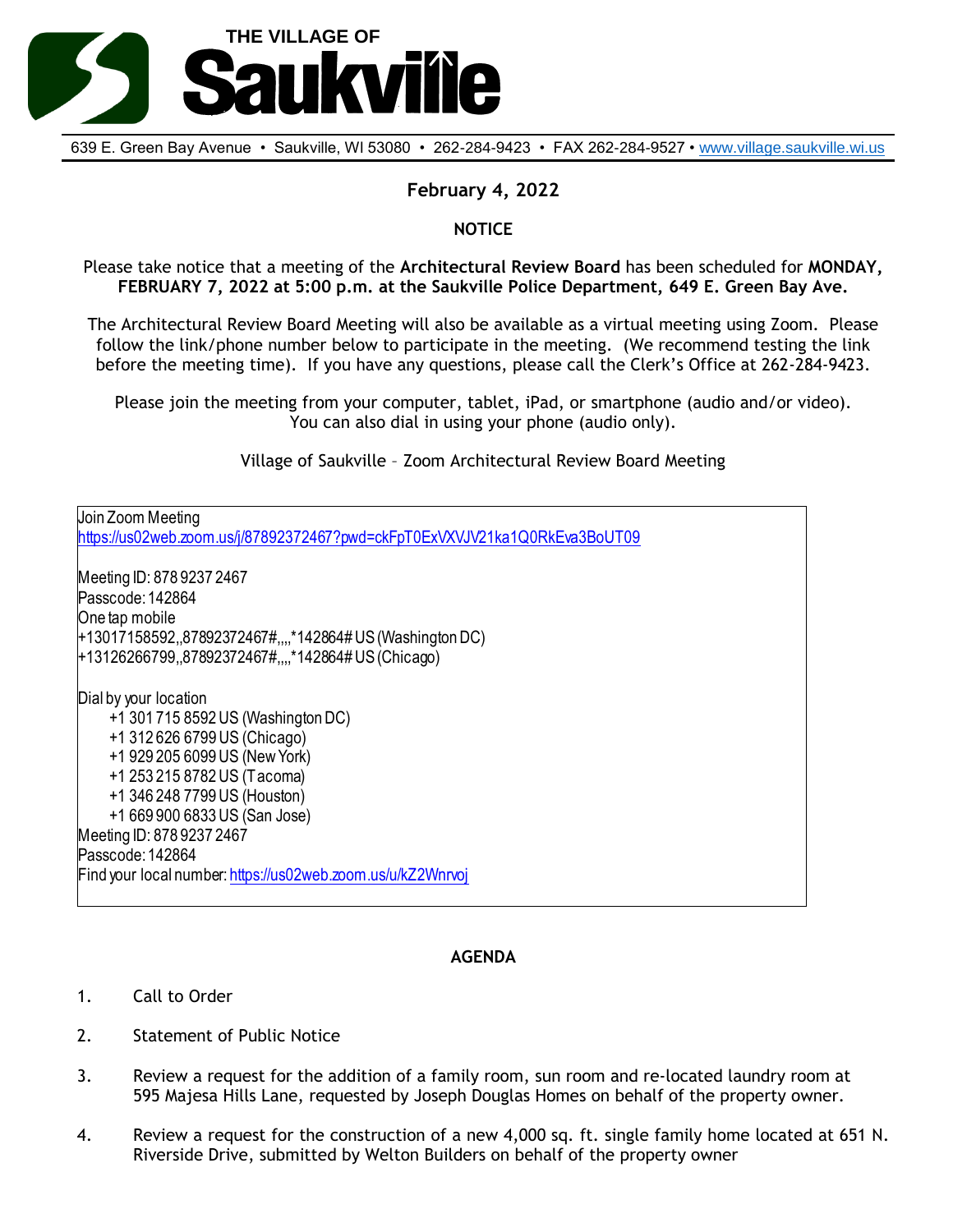# THE VILLAGE OF Saukville

639 E. Green Bay Avenue • Saukville, WI 53080 • 262-284-9423 • FAX 262-284-9527 • www.village.saukville.wi.us

**February 4, 2022**

**NOTICE**

Please take notice that a meeting of the **Architectural Review Board** has been scheduled for **MONDAY, FEBRUARY 7, 2022 at 5:00 p.m. at the Saukville Police Department, 649 E. Green Bay Ave.**

The Architectural Review Board Meeting will also be available as a virtual meeting using Zoom. Please follow the link/phone number below to participate in the meeting. (We recommend testing the link before the meeting time). If you have any questions, please call the Clerk's Office at 262-284-9423.

Please join the meeting from your computer, tablet, iPad, or smartphone (audio and/or video). You can also dial in using your phone (audio only).

Village of Saukville – Zoom Architectural Review Board Meeting

Join Zoom Meeting
https://us02web.zoom.us/j/87892372467?pwd=ckFpT0ExVXVJV21ka1Q0RkEva3BoUT09

Meeting ID: 878 9237 2467
Passcode: 142864
One tap mobile
+13017158592,,87892372467#,,,,*142864# US (Washington DC)
+13126266799,,87892372467#,,,,*142864# US (Chicago)

Dial by your location
- +1 301 715 8592 US (Washington DC)
- +1 312 626 6799 US (Chicago)
- +1 929 205 6099 US (New York)
- +1 253 215 8782 US (Tacoma)
- +1 346 248 7799 US (Houston)
- +1 669 900 6833 US (San Jose)

Meeting ID: 878 9237 2467
Passcode: 142864
Find your local number: https://us02web.zoom.us/u/kZ2Wnrvoj

**AGENDA**

1. Call to Order
2. Statement of Public Notice
3. Review a request for the addition of a family room, sun room and re-located laundry room at 595 Majesa Hills Lane, requested by Joseph Douglas Homes on behalf of the property owner.
4. Review a request for the construction of a new 4,000 sq. ft. single family home located at 651 N. Riverside Drive, submitted by Welton Builders on behalf of the property owner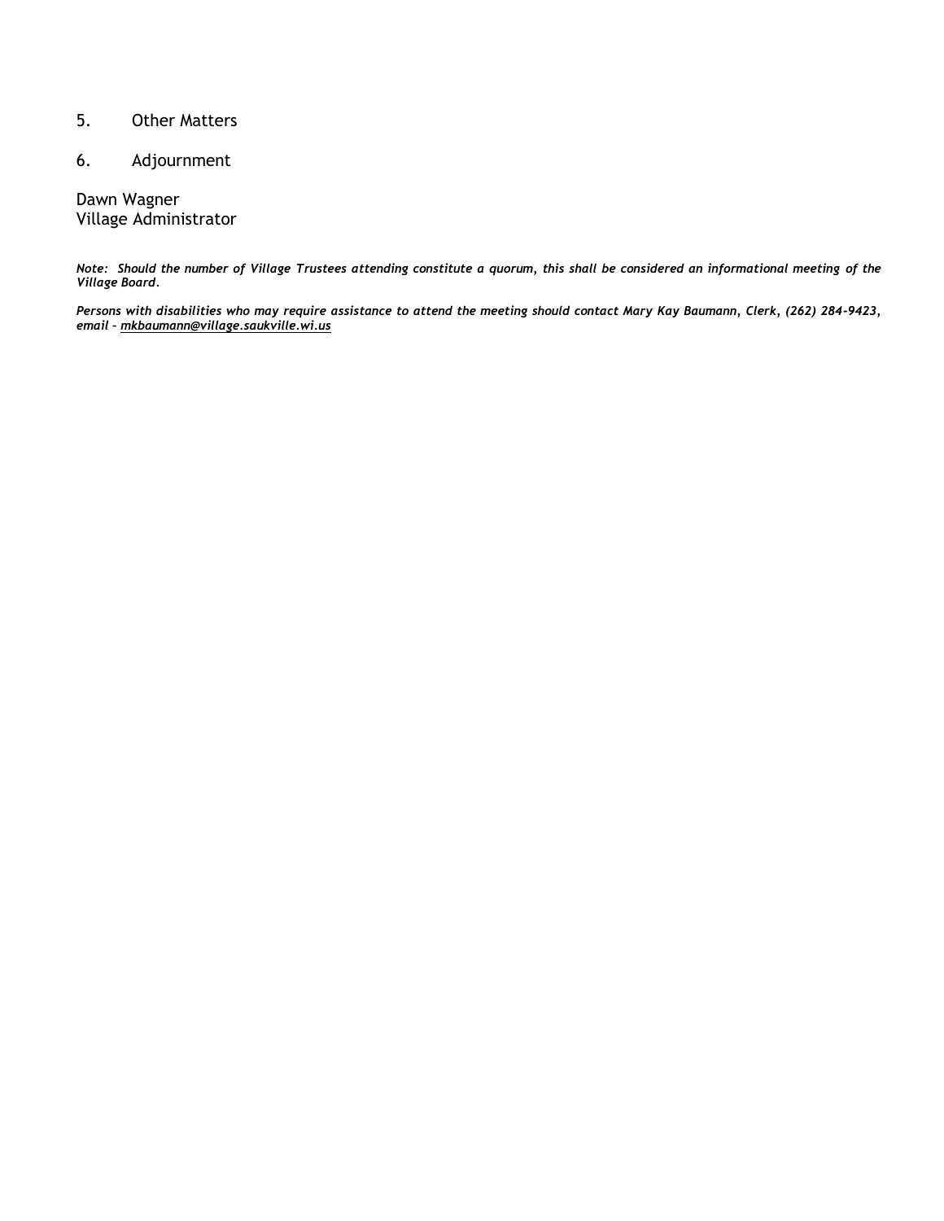5. Other Matters

6. Adjournment

Dawn Wagner
Village Administrator

*Note: Should the number of Village Trustees attending constitute a quorum, this shall be considered an informational meeting of the Village Board.*

*Persons with disabilities who may require assistance to attend the meeting should contact Mary Kay Baumann, Clerk, (262) 284-9423, email – mkbaumann@village.saukville.wi.us*